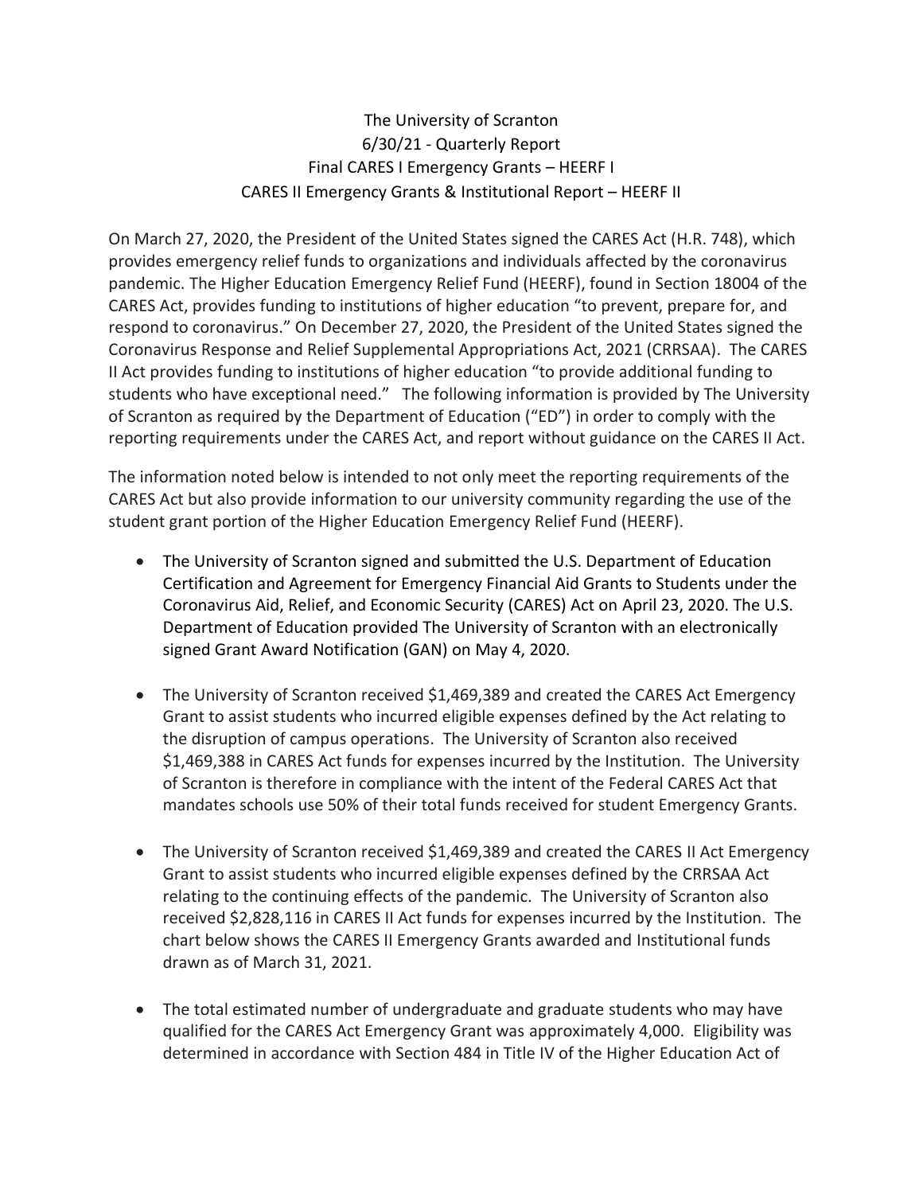# The University of Scranton
## 6/30/21 - Quarterly Report
## Final CARES I Emergency Grants – HEERF I
## CARES II Emergency Grants & Institutional Report – HEERF II

On March 27, 2020, the President of the United States signed the CARES Act (H.R. 748), which provides emergency relief funds to organizations and individuals affected by the coronavirus pandemic. The Higher Education Emergency Relief Fund (HEERF), found in Section 18004 of the CARES Act, provides funding to institutions of higher education "to prevent, prepare for, and respond to coronavirus." On December 27, 2020, the President of the United States signed the Coronavirus Response and Relief Supplemental Appropriations Act, 2021 (CRRSAA). The CARES II Act provides funding to institutions of higher education "to provide additional funding to students who have exceptional need." The following information is provided by The University of Scranton as required by the Department of Education ("ED") in order to comply with the reporting requirements under the CARES Act, and report without guidance on the CARES II Act.

The information noted below is intended to not only meet the reporting requirements of the CARES Act but also provide information to our university community regarding the use of the student grant portion of the Higher Education Emergency Relief Fund (HEERF).

- The University of Scranton signed and submitted the U.S. Department of Education Certification and Agreement for Emergency Financial Aid Grants to Students under the Coronavirus Aid, Relief, and Economic Security (CARES) Act on April 23, 2020. The U.S. Department of Education provided The University of Scranton with an electronically signed Grant Award Notification (GAN) on May 4, 2020.

- The University of Scranton received $1,469,389 and created the CARES Act Emergency Grant to assist students who incurred eligible expenses defined by the Act relating to the disruption of campus operations. The University of Scranton also received $1,469,388 in CARES Act funds for expenses incurred by the Institution. The University of Scranton is therefore in compliance with the intent of the Federal CARES Act that mandates schools use 50% of their total funds received for student Emergency Grants.

- The University of Scranton received $1,469,389 and created the CARES II Act Emergency Grant to assist students who incurred eligible expenses defined by the CRRSAA Act relating to the continuing effects of the pandemic. The University of Scranton also received $2,828,116 in CARES II Act funds for expenses incurred by the Institution. The chart below shows the CARES II Emergency Grants awarded and Institutional funds drawn as of March 31, 2021.

- The total estimated number of undergraduate and graduate students who may have qualified for the CARES Act Emergency Grant was approximately 4,000. Eligibility was determined in accordance with Section 484 in Title IV of the Higher Education Act of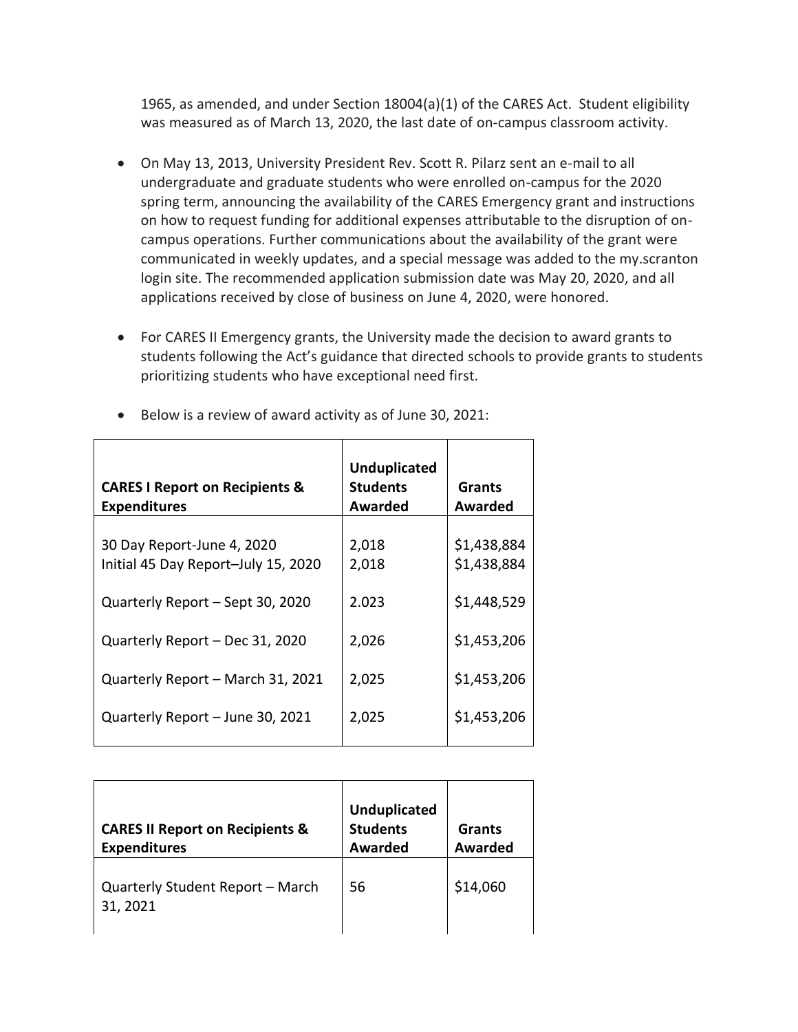1965, as amended, and under Section 18004(a)(1) of the CARES Act. Student eligibility was measured as of March 13, 2020, the last date of on-campus classroom activity.

- On May 13, 2013, University President Rev. Scott R. Pilarz sent an e-mail to all undergraduate and graduate students who were enrolled on-campus for the 2020 spring term, announcing the availability of the CARES Emergency grant and instructions on how to request funding for additional expenses attributable to the disruption of on-campus operations. Further communications about the availability of the grant were communicated in weekly updates, and a special message was added to the my.scranton login site. The recommended application submission date was May 20, 2020, and all applications received by close of business on June 4, 2020, were honored.

- For CARES II Emergency grants, the University made the decision to award grants to students following the Act's guidance that directed schools to provide grants to students prioritizing students who have exceptional need first.

- Below is a review of award activity as of June 30, 2021:

| **CARES I Report on Recipients & Expenditures** | **Unduplicated Students Awarded** | **Grants Awarded** |
|---|---|---|
| 30 Day Report-June 4, 2020 | 2,018 | $1,438,884 |
| Initial 45 Day Report–July 15, 2020 | 2,018 | $1,438,884 |
| Quarterly Report – Sept 30, 2020 | 2.023 | $1,448,529 |
| Quarterly Report – Dec 31, 2020 | 2,026 | $1,453,206 |
| Quarterly Report – March 31, 2021 | 2,025 | $1,453,206 |
| Quarterly Report – June 30, 2021 | 2,025 | $1,453,206 |

| **CARES II Report on Recipients & Expenditures** | **Unduplicated Students Awarded** | **Grants Awarded** |
|---|---|---|
| Quarterly Student Report – March 31, 2021 | 56 | $14,060 |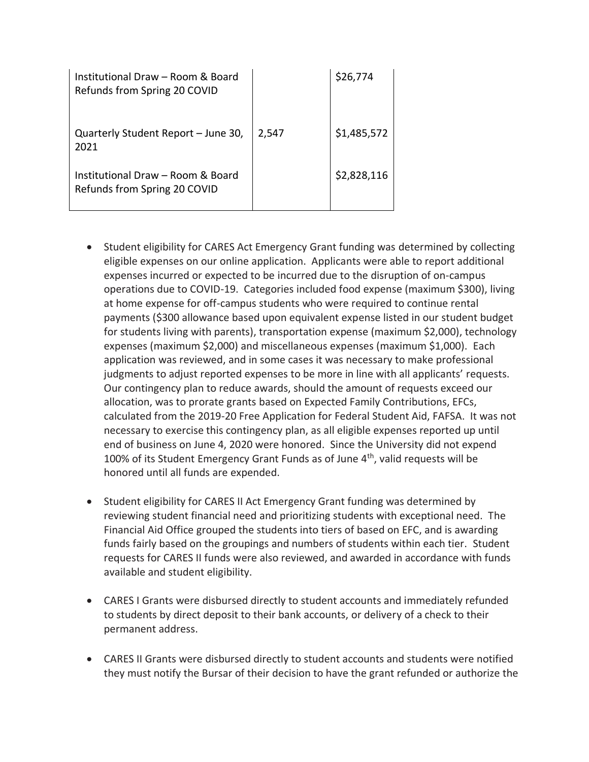| | | |
|---|---|---|
| Institutional Draw – Room & Board Refunds from Spring 20 COVID | | $26,774 |
| Quarterly Student Report – June 30, 2021 | 2,547 | $1,485,572 |
| Institutional Draw – Room & Board Refunds from Spring 20 COVID | | $2,828,116 |

- Student eligibility for CARES Act Emergency Grant funding was determined by collecting eligible expenses on our online application. Applicants were able to report additional expenses incurred or expected to be incurred due to the disruption of on-campus operations due to COVID-19. Categories included food expense (maximum $300), living at home expense for off-campus students who were required to continue rental payments ($300 allowance based upon equivalent expense listed in our student budget for students living with parents), transportation expense (maximum $2,000), technology expenses (maximum $2,000) and miscellaneous expenses (maximum $1,000). Each application was reviewed, and in some cases it was necessary to make professional judgments to adjust reported expenses to be more in line with all applicants' requests. Our contingency plan to reduce awards, should the amount of requests exceed our allocation, was to prorate grants based on Expected Family Contributions, EFCs, calculated from the 2019-20 Free Application for Federal Student Aid, FAFSA. It was not necessary to exercise this contingency plan, as all eligible expenses reported up until end of business on June 4, 2020 were honored. Since the University did not expend 100% of its Student Emergency Grant Funds as of June 4th, valid requests will be honored until all funds are expended.

- Student eligibility for CARES II Act Emergency Grant funding was determined by reviewing student financial need and prioritizing students with exceptional need. The Financial Aid Office grouped the students into tiers of based on EFC, and is awarding funds fairly based on the groupings and numbers of students within each tier. Student requests for CARES II funds were also reviewed, and awarded in accordance with funds available and student eligibility.

- CARES I Grants were disbursed directly to student accounts and immediately refunded to students by direct deposit to their bank accounts, or delivery of a check to their permanent address.

- CARES II Grants were disbursed directly to student accounts and students were notified they must notify the Bursar of their decision to have the grant refunded or authorize the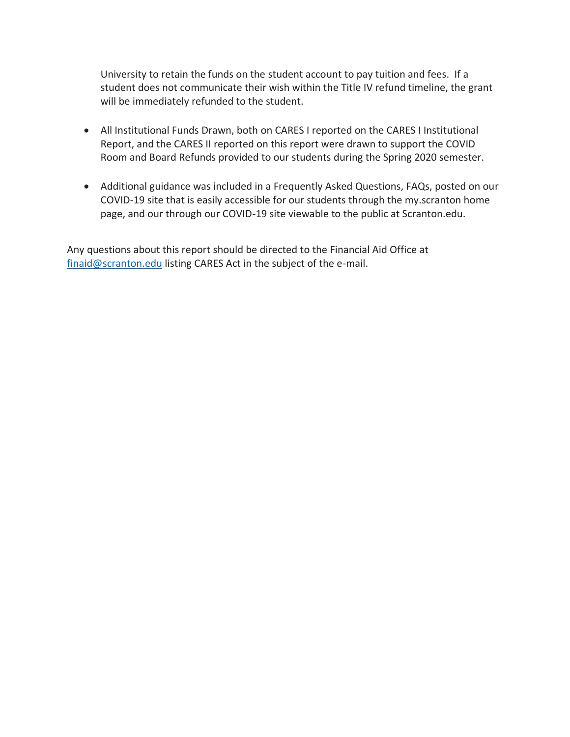University to retain the funds on the student account to pay tuition and fees. If a student does not communicate their wish within the Title IV refund timeline, the grant will be immediately refunded to the student.

- All Institutional Funds Drawn, both on CARES I reported on the CARES I Institutional Report, and the CARES II reported on this report were drawn to support the COVID Room and Board Refunds provided to our students during the Spring 2020 semester.

- Additional guidance was included in a Frequently Asked Questions, FAQs, posted on our COVID-19 site that is easily accessible for our students through the my.scranton home page, and our through our COVID-19 site viewable to the public at Scranton.edu.

Any questions about this report should be directed to the Financial Aid Office at finaid@scranton.edu listing CARES Act in the subject of the e-mail.